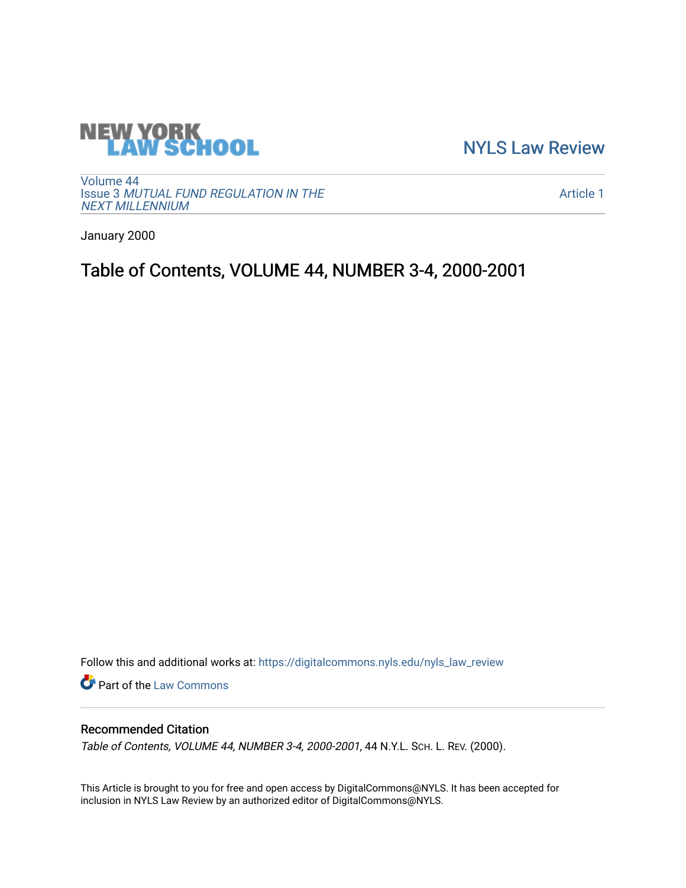NEW YORK LAW SCHOOL

NYLS Law Review

Volume 44
Issue 3 *MUTUAL FUND REGULATION IN THE NEXT MILLENNIUM*

Article 1

January 2000

# Table of Contents, VOLUME 44, NUMBER 3-4, 2000-2001

Follow this and additional works at: https://digitalcommons.nyls.edu/nyls_law_review

Part of the Law Commons

## Recommended Citation

*Table of Contents, VOLUME 44, NUMBER 3-4, 2000-2001*, 44 N.Y.L. SCH. L. REV. (2000).

This Article is brought to you for free and open access by DigitalCommons@NYLS. It has been accepted for inclusion in NYLS Law Review by an authorized editor of DigitalCommons@NYLS.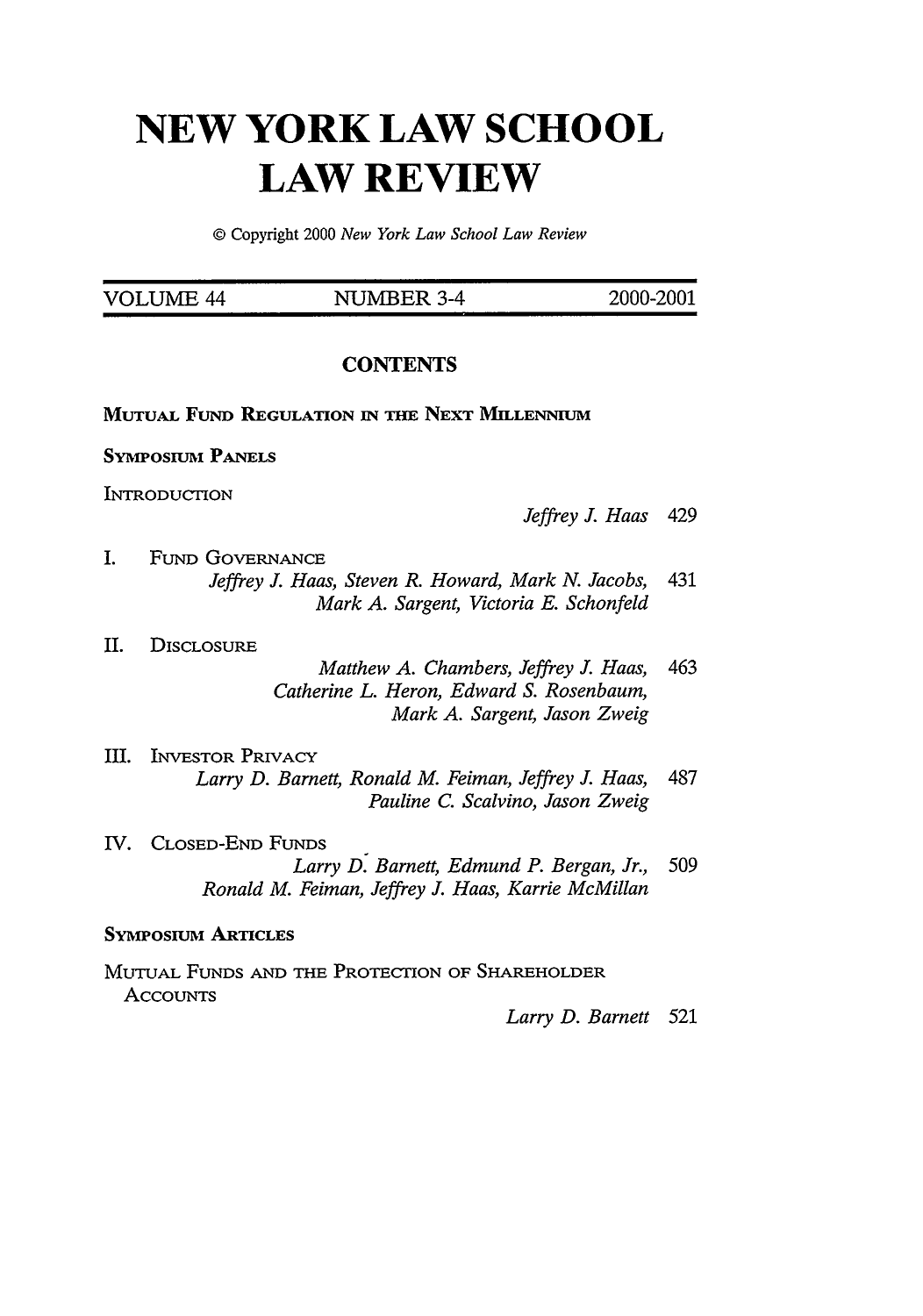# NEW YORK LAW SCHOOL LAW REVIEW

© Copyright 2000 *New York Law School Law Review*

| VOLUME 44 | NUMBER 3-4 | 2000-2001 |
| --- | --- | --- |

## CONTENTS

MUTUAL FUND REGULATION IN THE NEXT MILLENNIUM

SYMPOSIUM PANELS

INTRODUCTION

*Jeffrey J. Haas* 429

I. FUND GOVERNANCE

*Jeffrey J. Haas, Steven R. Howard, Mark N. Jacobs, Mark A. Sargent, Victoria E. Schonfeld* 431

II. DISCLOSURE

*Matthew A. Chambers, Jeffrey J. Haas, Catherine L. Heron, Edward S. Rosenbaum, Mark A. Sargent, Jason Zweig* 463

III. INVESTOR PRIVACY

*Larry D. Barnett, Ronald M. Feiman, Jeffrey J. Haas, Pauline C. Scalvino, Jason Zweig* 487

IV. CLOSED-END FUNDS

*Larry D. Barnett, Edmund P. Bergan, Jr., Ronald M. Feiman, Jeffrey J. Haas, Karrie McMillan* 509

SYMPOSIUM ARTICLES

MUTUAL FUNDS AND THE PROTECTION OF SHAREHOLDER ACCOUNTS

*Larry D. Barnett* 521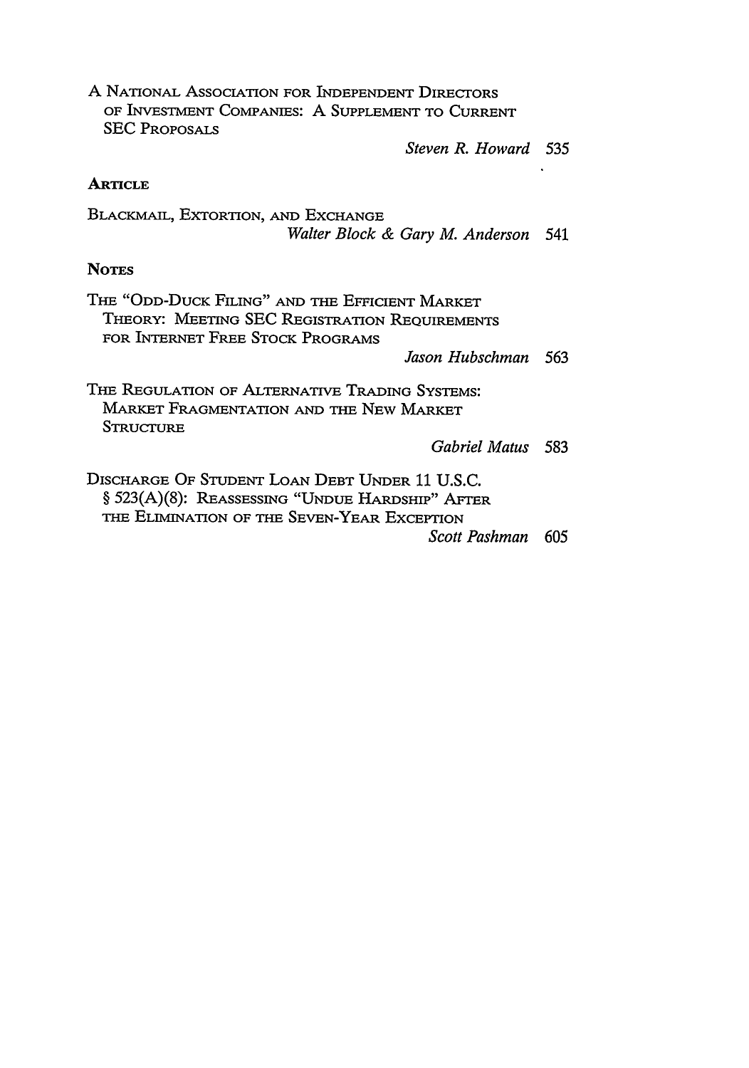A National Association for Independent Directors of Investment Companies: A Supplement to Current SEC Proposals

*Steven R. Howard* 535

## Article

Blackmail, Extortion, and Exchange

*Walter Block & Gary M. Anderson* 541

## Notes

The "Odd-Duck Filing" and the Efficient Market Theory: Meeting SEC Registration Requirements for Internet Free Stock Programs

*Jason Hubschman* 563

The Regulation of Alternative Trading Systems: Market Fragmentation and the New Market Structure

*Gabriel Matus* 583

Discharge Of Student Loan Debt Under 11 U.S.C. § 523(A)(8): Reassessing "Undue Hardship" After the Elimination of the Seven-Year Exception

*Scott Pashman* 605